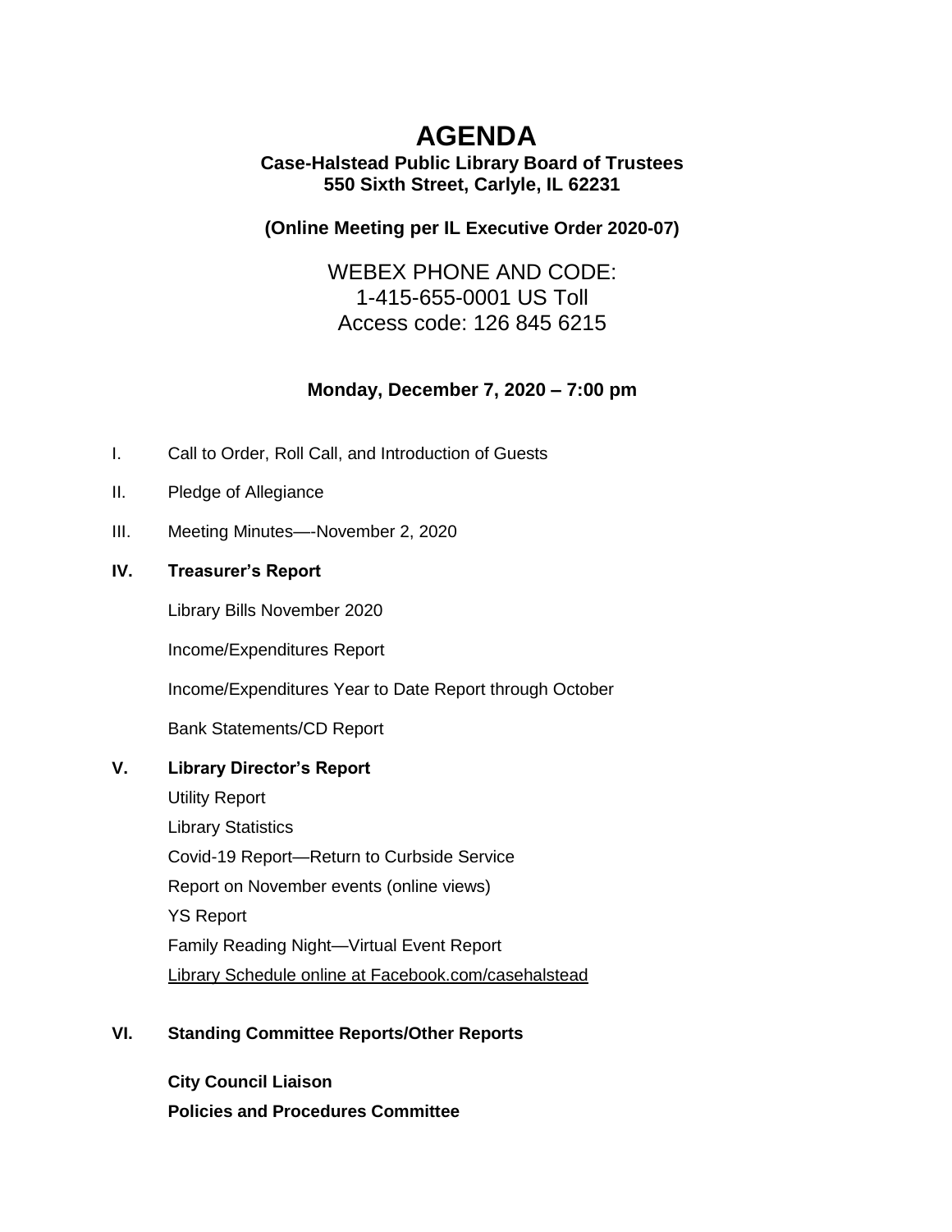# AGENDA

**Case-Halstead Public Library Board of Trustees**
**550 Sixth Street, Carlyle, IL 62231**

**(Online Meeting per IL Executive Order 2020-07)**

WEBEX PHONE AND CODE:
1-415-655-0001 US Toll
Access code: 126 845 6215

**Monday, December 7, 2020 – 7:00 pm**

I. Call to Order, Roll Call, and Introduction of Guests

II. Pledge of Allegiance

III. Meeting Minutes—-November 2, 2020

**IV. Treasurer's Report**

Library Bills November 2020

Income/Expenditures Report

Income/Expenditures Year to Date Report through October

Bank Statements/CD Report

**V. Library Director's Report**

Utility Report
Library Statistics
Covid-19 Report—Return to Curbside Service
Report on November events (online views)
YS Report
Family Reading Night—Virtual Event Report
Library Schedule online at Facebook.com/casehalstead

**VI. Standing Committee Reports/Other Reports**

**City Council Liaison**
**Policies and Procedures Committee**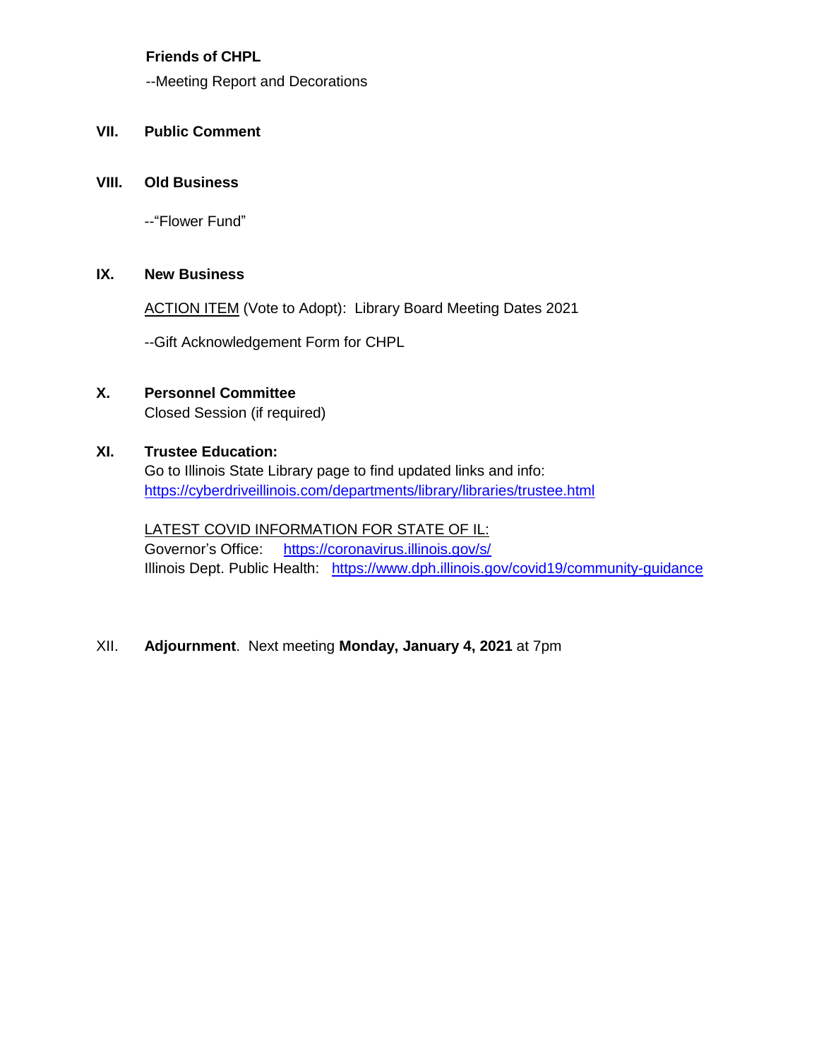**Friends of CHPL**

--Meeting Report and Decorations

**VII. Public Comment**

**VIII. Old Business**

--"Flower Fund"

**IX. New Business**

ACTION ITEM (Vote to Adopt): Library Board Meeting Dates 2021

--Gift Acknowledgement Form for CHPL

**X. Personnel Committee**
Closed Session (if required)

**XI. Trustee Education:**
Go to Illinois State Library page to find updated links and info:
https://cyberdriveillinois.com/departments/library/libraries/trustee.html

LATEST COVID INFORMATION FOR STATE OF IL:
Governor's Office: https://coronavirus.illinois.gov/s/
Illinois Dept. Public Health: https://www.dph.illinois.gov/covid19/community-guidance

XII. **Adjournment**. Next meeting **Monday, January 4, 2021** at 7pm